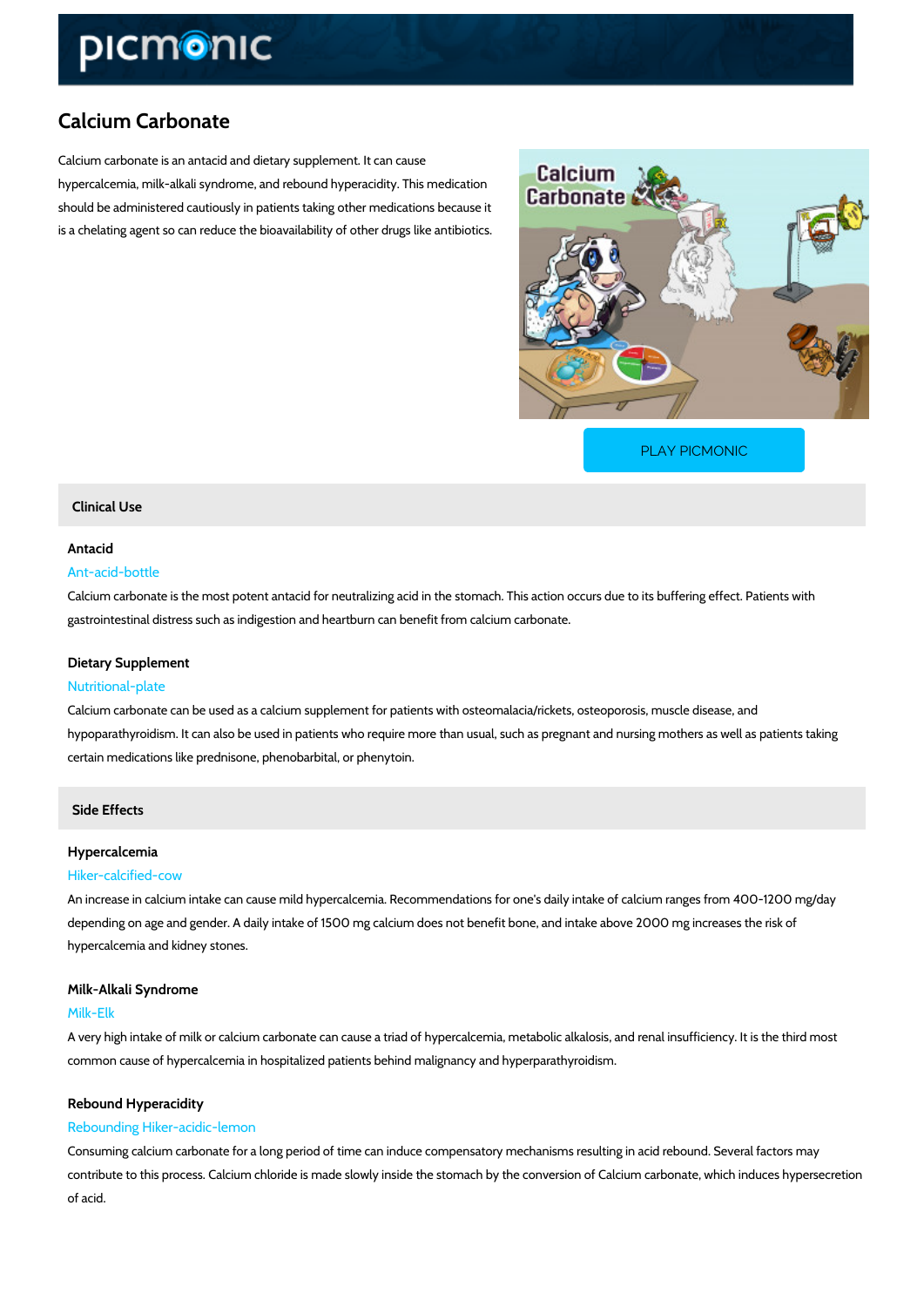# Calcium Carbonate

Calcium carbonate is an antacid and dietary supplement. It can cause hypercalcemia, milk-alkali syndrome, and rebound hyperacidity. This medication should be administered cautiously in patients taking other medications because it is a chelating agent so can reduce the bioavailability of other drugs like antibiotics.

PLAY PICMONIC

## Clinical Use

### Antacid

Ant-acid-bottle

Calcium carbonate is the most potent antacid for neutralizing acid in the stomach. This action occurs due to its buffering effect. Patients with gastrointestinal distress such as indigestion and heartburn can benefit from calcium carbonate.

### Dietary Supplement

Nutritional-plate

Calcium carbonate can be used as a calcium supplement for patients with osteomalacia/rickets, osteoporosis, muscle disease, and hypoparathyroidism. It can also be used in patients who require more than usual, such as pregnant and nursing mothers as well as patients taking certain medications like prednisone, phenobarbital, or phenytoin.

## Side Effects

### Hypercalcemia

Hiker-calcified-cow

An increase in calcium intake can cause mild hypercalcemia. Recommendations for one's daily intake of calcium ranges from 400-1200 mg/day depending on age and gender. A daily intake of 1500 mg calcium does not benefit bone, and intake above 2000 mg increases the risk of hypercalcemia and kidney stones.

### Milk-Alkali Syndrome

Milk-Elk

A very high intake of milk or calcium carbonate can cause a triad of hypercalcemia, metabolic alkalosis, and renal insufficiency. It is the third most common cause of hypercalcemia in hospitalized patients behind malignancy and hyperparathyroidism.

### Rebound Hyperacidity

Rebounding Hiker-acidic-lemon

Consuming calcium carbonate for a long period of time can induce compensatory mechanisms resulting in acid rebound. Several factors may contribute to this process. Calcium chloride is made slowly inside the stomach by the conversion of Calcium carbonate, which induces hypersecretion of acid.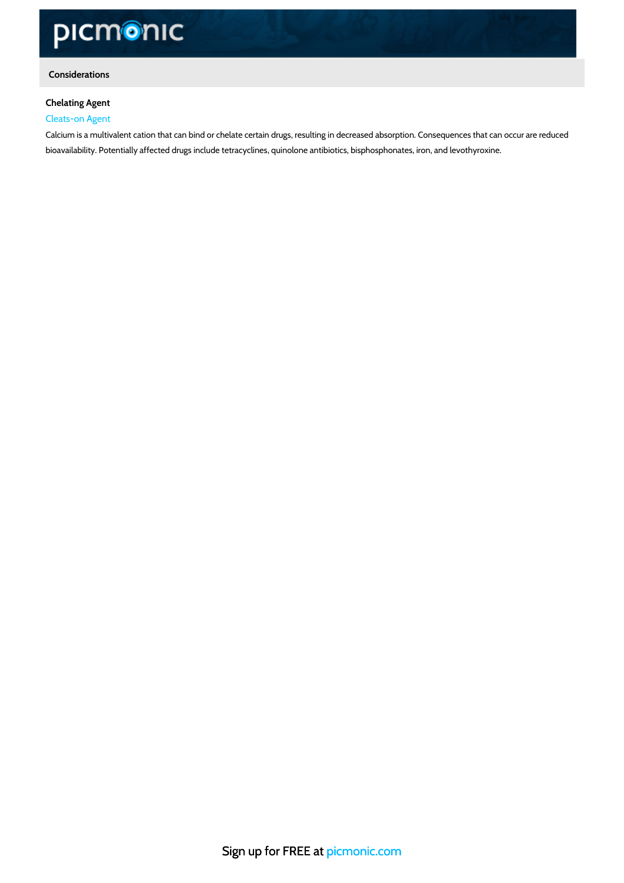## Considerations

### Chelating Agent

Cleats-on Agent

Calcium is a multivalent cation that can bind or chelate certain drugs, resulting in decreased absorption. Consequences that can occur are reduced bioavailability. Potentially affected drugs include tetracyclines, quinolone antibiotics, bisphosphonates, iron, and levothyroxine.